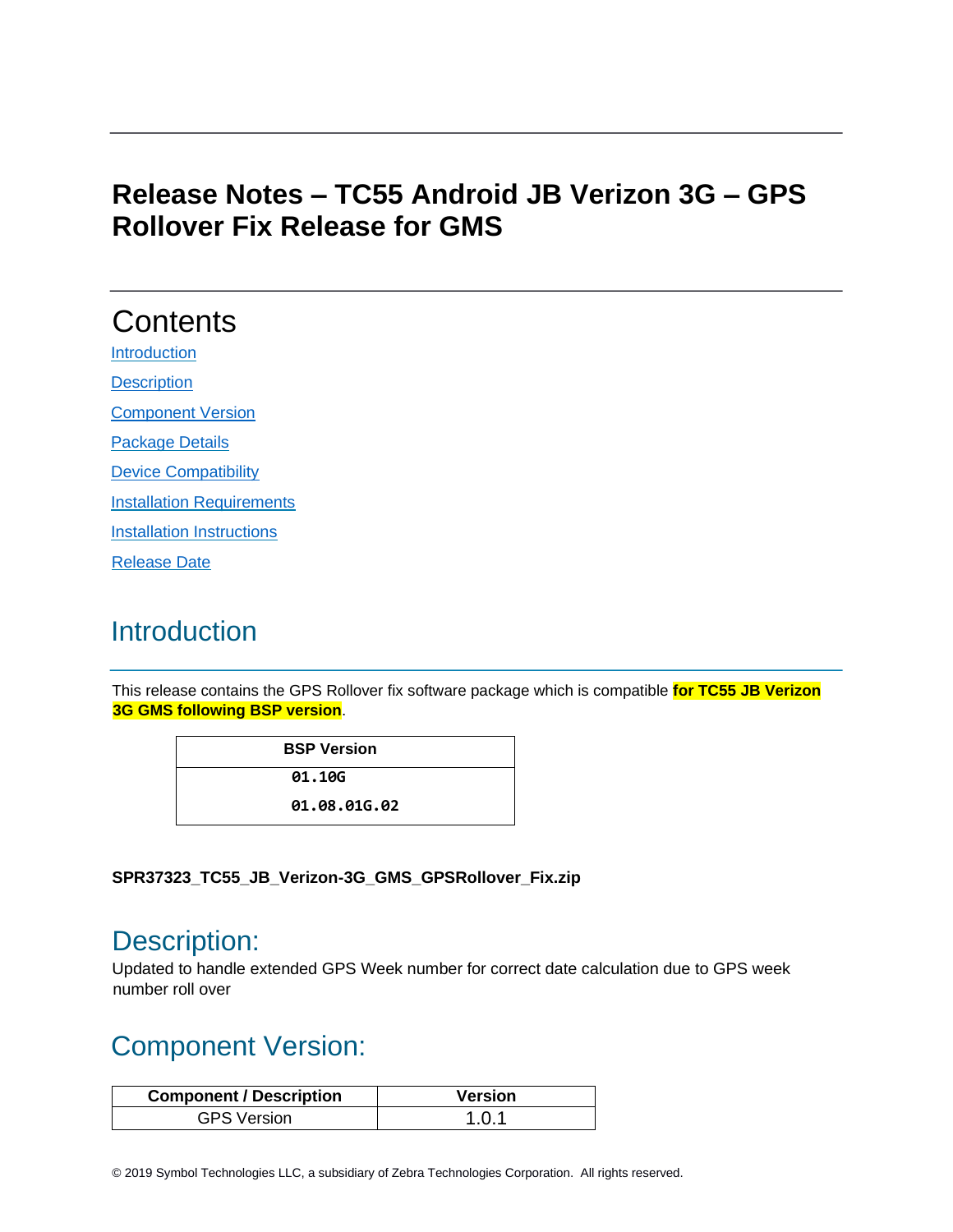# Release Notes – TC55 Android JB Verizon 3G – GPS Rollover Fix Release for GMS

# Contents

[Introduction](#introduction)

[Description](#description)

[Component Version](#component-version)

[Package Details](#package-details)

[Device Compatibility](#device-compatibility)

[Installation Requirements](#installation-requirements)

[Installation Instructions](#installation-instructions)

[Release Date](#release-date)

## Introduction

This release contains the GPS Rollover fix software package which is compatible **for TC55 JB Verizon 3G GMS following BSP version**.

| BSP Version |
| --- |
| 01.10G |
| 01.08.01G.02 |

**SPR37323_TC55_JB_Verizon-3G_GMS_GPSRollover_Fix.zip**

## Description:

Updated to handle extended GPS Week number for correct date calculation due to GPS week number roll over

## Component Version:

| Component / Description | Version |
| --- | --- |
| GPS Version | 1.0.1 |

© 2019 Symbol Technologies LLC, a subsidiary of Zebra Technologies Corporation. All rights reserved.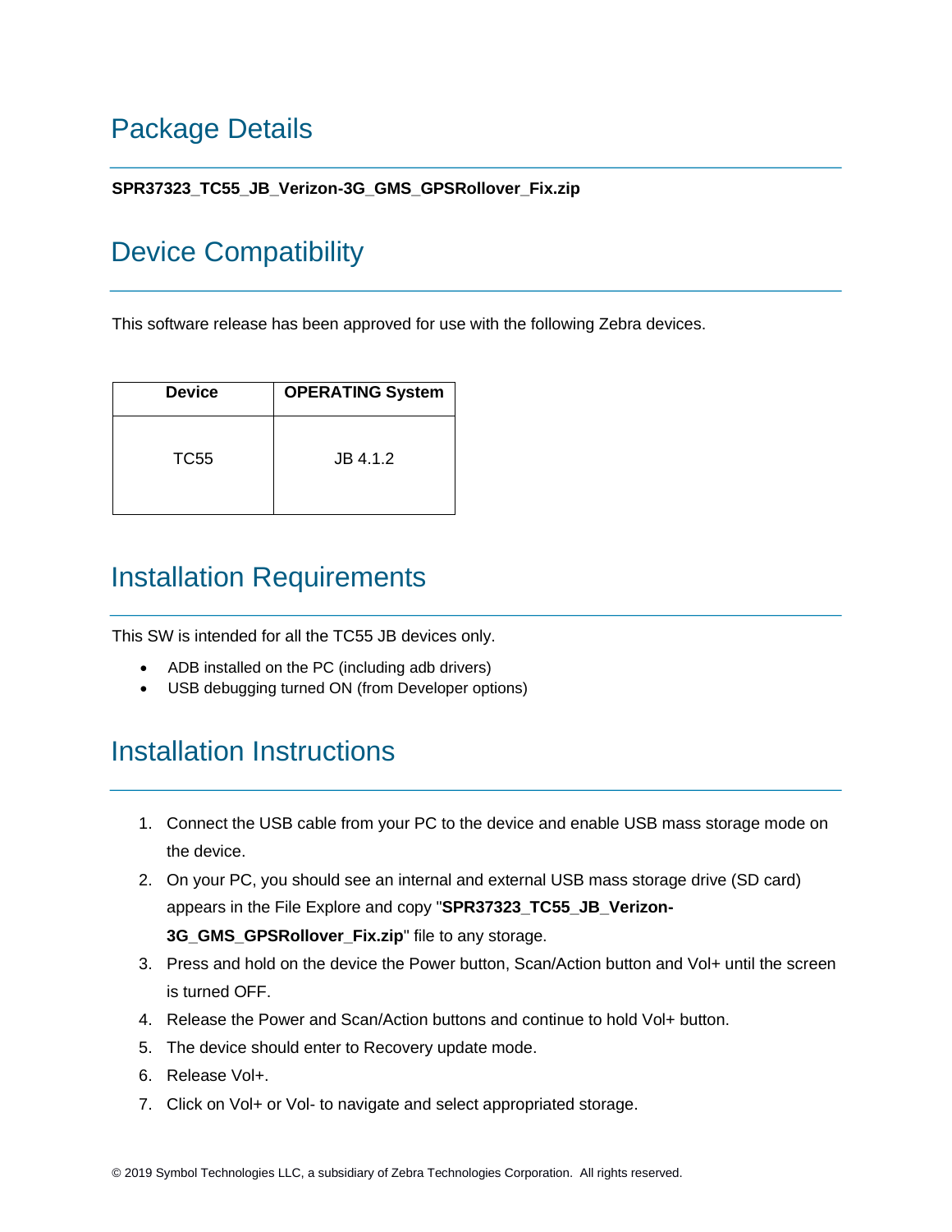## Package Details

**SPR37323_TC55_JB_Verizon-3G_GMS_GPSRollover_Fix.zip**

## Device Compatibility

This software release has been approved for use with the following Zebra devices.

| Device | OPERATING System |
| --- | --- |
| TC55 | JB 4.1.2 |

## Installation Requirements

This SW is intended for all the TC55 JB devices only.

- ADB installed on the PC (including adb drivers)
- USB debugging turned ON (from Developer options)

## Installation Instructions

1. Connect the USB cable from your PC to the device and enable USB mass storage mode on the device.
2. On your PC, you should see an internal and external USB mass storage drive (SD card) appears in the File Explore and copy "**SPR37323_TC55_JB_Verizon-3G_GMS_GPSRollover_Fix.zip**" file to any storage.
3. Press and hold on the device the Power button, Scan/Action button and Vol+ until the screen is turned OFF.
4. Release the Power and Scan/Action buttons and continue to hold Vol+ button.
5. The device should enter to Recovery update mode.
6. Release Vol+.
7. Click on Vol+ or Vol- to navigate and select appropriated storage.

© 2019 Symbol Technologies LLC, a subsidiary of Zebra Technologies Corporation. All rights reserved.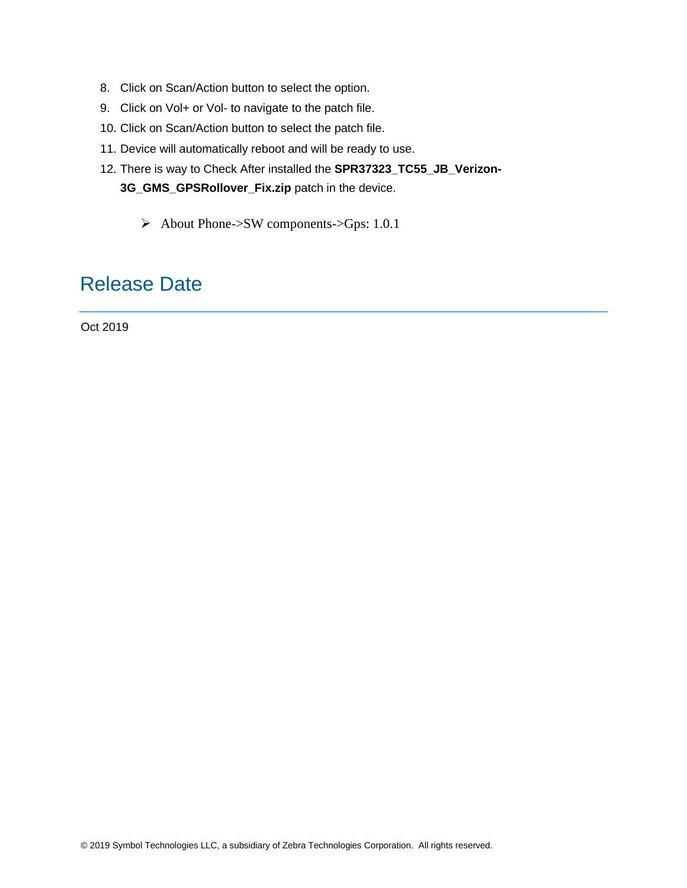8. Click on Scan/Action button to select the option.
9. Click on Vol+ or Vol- to navigate to the patch file.
10. Click on Scan/Action button to select the patch file.
11. Device will automatically reboot and will be ready to use.
12. There is way to Check After installed the **SPR37323_TC55_JB_Verizon-3G_GMS_GPSRollover_Fix.zip** patch in the device.

    - About Phone->SW components->Gps: 1.0.1

## Release Date

Oct 2019

© 2019 Symbol Technologies LLC, a subsidiary of Zebra Technologies Corporation. All rights reserved.